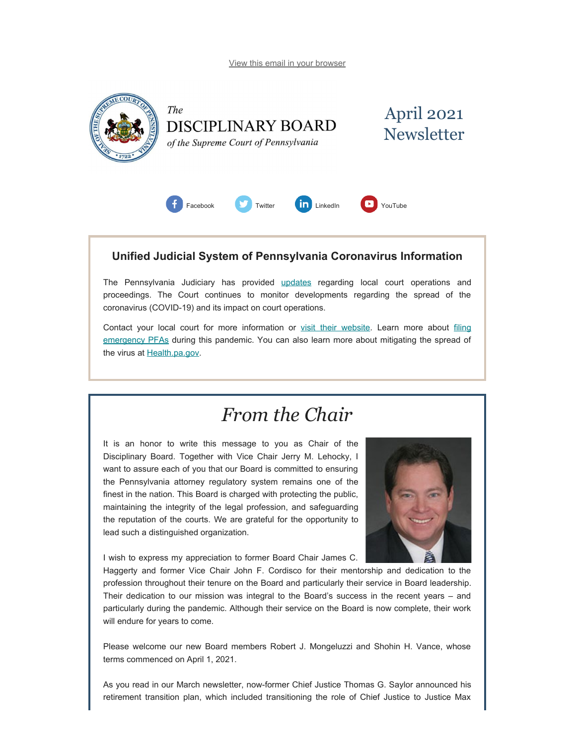View this email in your browser

The
DISCIPLINARY BOARD
*of the Supreme Court of Pennsylvania*

# April 2021 Newsletter

Facebook Twitter LinkedIn YouTube

## Unified Judicial System of Pennsylvania Coronavirus Information

The Pennsylvania Judiciary has provided updates regarding local court operations and proceedings. The Court continues to monitor developments regarding the spread of the coronavirus (COVID-19) and its impact on court operations.

Contact your local court for more information or visit their website. Learn more about filing emergency PFAs during this pandemic. You can also learn more about mitigating the spread of the virus at Health.pa.gov.

## *From the Chair*

It is an honor to write this message to you as Chair of the Disciplinary Board. Together with Vice Chair Jerry M. Lehocky, I want to assure each of you that our Board is committed to ensuring the Pennsylvania attorney regulatory system remains one of the finest in the nation. This Board is charged with protecting the public, maintaining the integrity of the legal profession, and safeguarding the reputation of the courts. We are grateful for the opportunity to lead such a distinguished organization.

I wish to express my appreciation to former Board Chair James C. Haggerty and former Vice Chair John F. Cordisco for their mentorship and dedication to the profession throughout their tenure on the Board and particularly their service in Board leadership. Their dedication to our mission was integral to the Board's success in the recent years – and particularly during the pandemic. Although their service on the Board is now complete, their work will endure for years to come.

Please welcome our new Board members Robert J. Mongeluzzi and Shohin H. Vance, whose terms commenced on April 1, 2021.

As you read in our March newsletter, now-former Chief Justice Thomas G. Saylor announced his retirement transition plan, which included transitioning the role of Chief Justice to Justice Max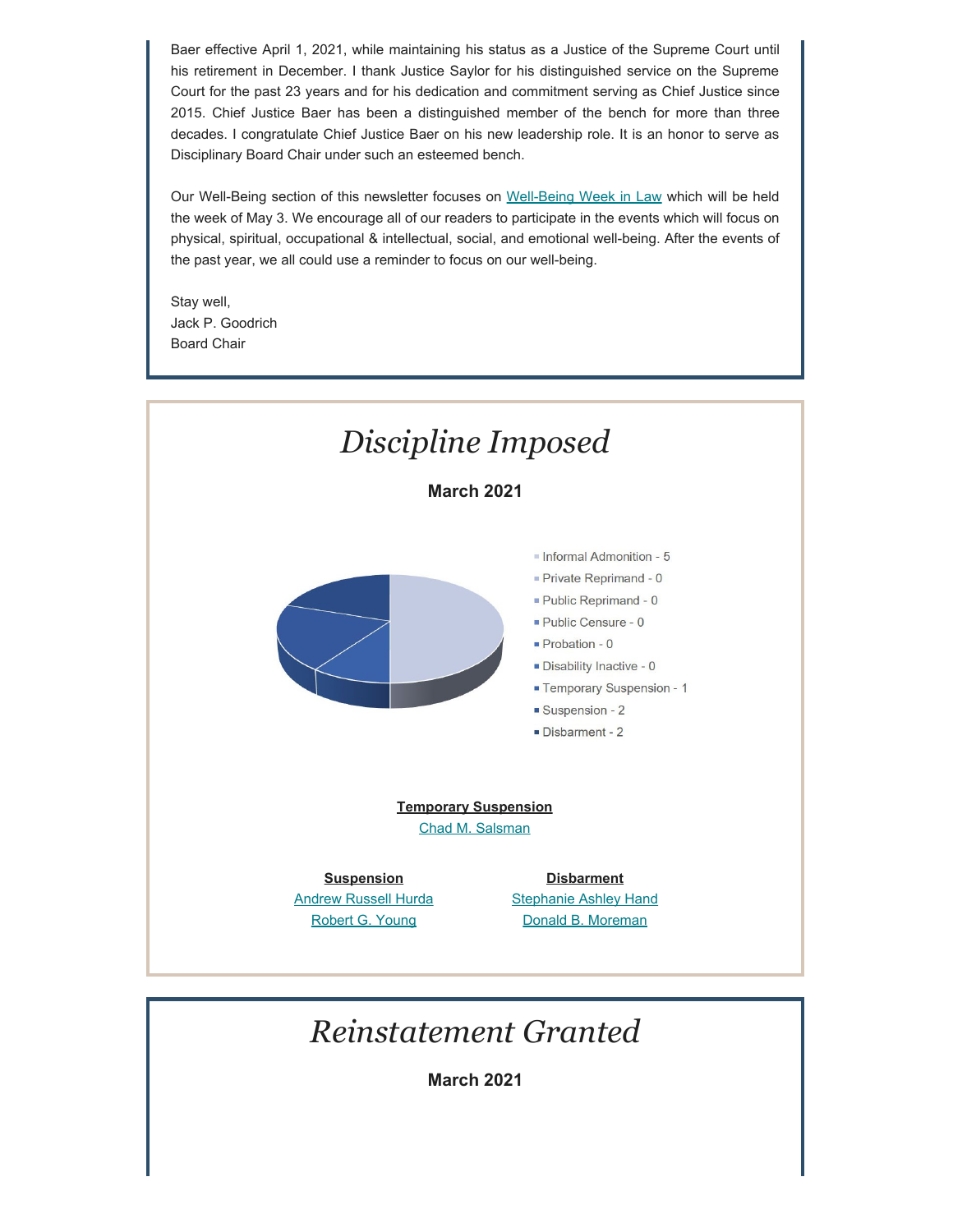Baer effective April 1, 2021, while maintaining his status as a Justice of the Supreme Court until his retirement in December. I thank Justice Saylor for his distinguished service on the Supreme Court for the past 23 years and for his dedication and commitment serving as Chief Justice since 2015. Chief Justice Baer has been a distinguished member of the bench for more than three decades. I congratulate Chief Justice Baer on his new leadership role. It is an honor to serve as Disciplinary Board Chair under such an esteemed bench.

Our Well-Being section of this newsletter focuses on [Well-Being Week in Law](#) which will be held the week of May 3. We encourage all of our readers to participate in the events which will focus on physical, spiritual, occupational & intellectual, social, and emotional well-being. After the events of the past year, we all could use a reminder to focus on our well-being.

Stay well,
Jack P. Goodrich
Board Chair

# *Discipline Imposed*

**March 2021**

- Informal Admonition - 5
- Private Reprimand - 0
- Public Reprimand - 0
- Public Censure - 0
- Probation - 0
- Disability Inactive - 0
- Temporary Suspension - 1
- Suspension - 2
- Disbarment - 2

**Temporary Suspension**

Chad M. Salsman

**Suspension**

Andrew Russell Hurda

Robert G. Young

**Disbarment**

Stephanie Ashley Hand

Donald B. Moreman

# *Reinstatement Granted*

**March 2021**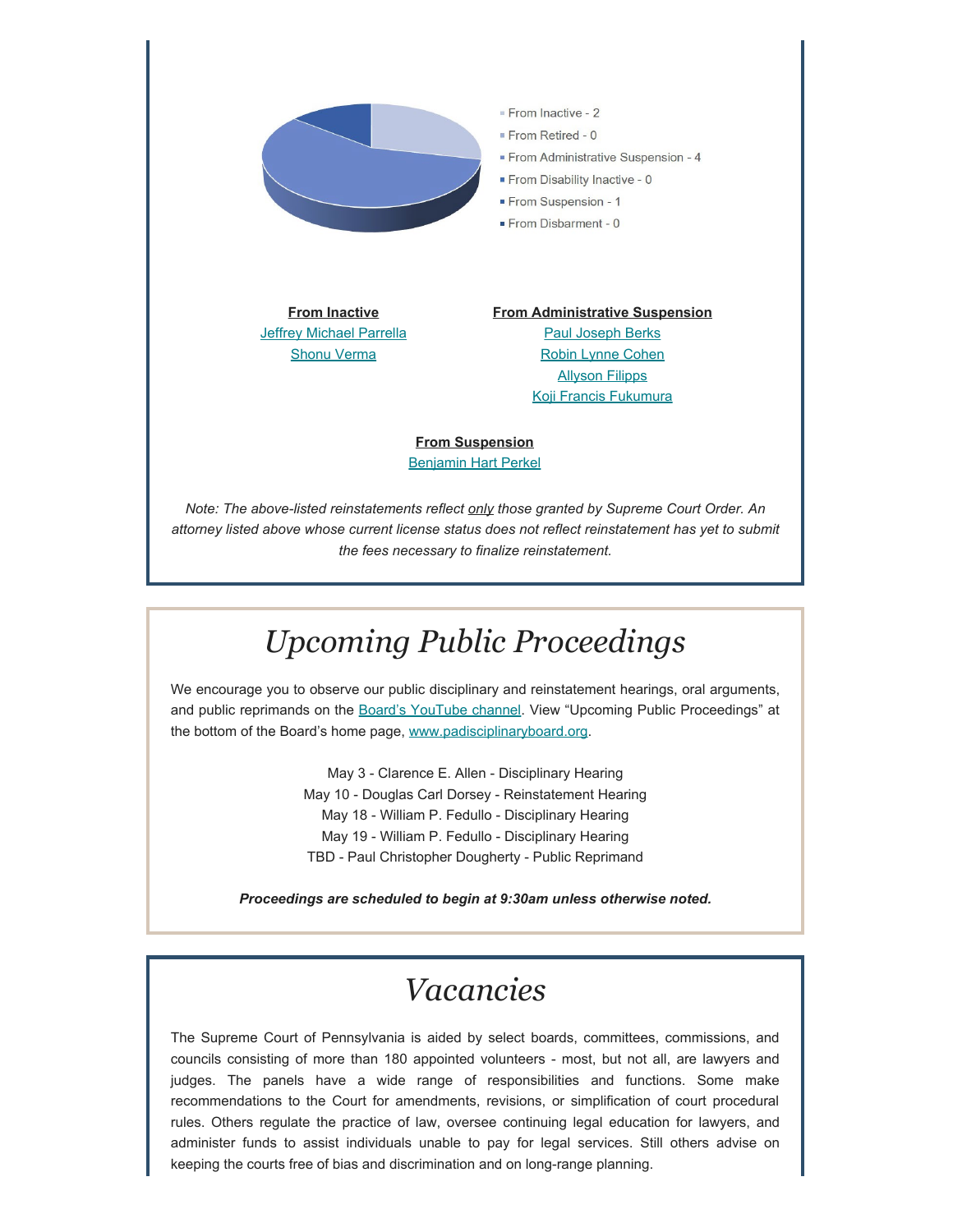- From Inactive - 2
- From Retired - 0
- From Administrative Suspension - 4
- From Disability Inactive - 0
- From Suspension - 1
- From Disbarment - 0

**From Inactive**

Jeffrey Michael Parrella
Shonu Verma

**From Administrative Suspension**

Paul Joseph Berks
Robin Lynne Cohen
Allyson Filipps
Koji Francis Fukumura

**From Suspension**

Benjamin Hart Perkel

*Note: The above-listed reinstatements reflect only those granted by Supreme Court Order. An attorney listed above whose current license status does not reflect reinstatement has yet to submit the fees necessary to finalize reinstatement.*

# *Upcoming Public Proceedings*

We encourage you to observe our public disciplinary and reinstatement hearings, oral arguments, and public reprimands on the Board's YouTube channel. View "Upcoming Public Proceedings" at the bottom of the Board's home page, www.padisciplinaryboard.org.

May 3 - Clarence E. Allen - Disciplinary Hearing
May 10 - Douglas Carl Dorsey - Reinstatement Hearing
May 18 - William P. Fedullo - Disciplinary Hearing
May 19 - William P. Fedullo - Disciplinary Hearing
TBD - Paul Christopher Dougherty - Public Reprimand

***Proceedings are scheduled to begin at 9:30am unless otherwise noted.***

# *Vacancies*

The Supreme Court of Pennsylvania is aided by select boards, committees, commissions, and councils consisting of more than 180 appointed volunteers - most, but not all, are lawyers and judges. The panels have a wide range of responsibilities and functions. Some make recommendations to the Court for amendments, revisions, or simplification of court procedural rules. Others regulate the practice of law, oversee continuing legal education for lawyers, and administer funds to assist individuals unable to pay for legal services. Still others advise on keeping the courts free of bias and discrimination and on long-range planning.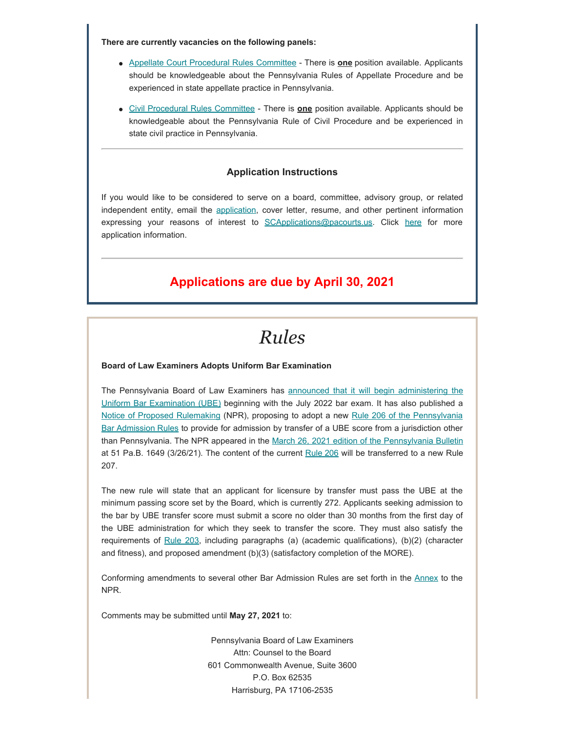**There are currently vacancies on the following panels:**

- Appellate Court Procedural Rules Committee - There is **one** position available. Applicants should be knowledgeable about the Pennsylvania Rules of Appellate Procedure and be experienced in state appellate practice in Pennsylvania.
- Civil Procedural Rules Committee - There is **one** position available. Applicants should be knowledgeable about the Pennsylvania Rule of Civil Procedure and be experienced in state civil practice in Pennsylvania.

---

### Application Instructions

If you would like to be considered to serve on a board, committee, advisory group, or related independent entity, email the application, cover letter, resume, and other pertinent information expressing your reasons of interest to SCApplications@pacourts.us. Click here for more application information.

---

## Applications are due by April 30, 2021

# *Rules*

**Board of Law Examiners Adopts Uniform Bar Examination**

The Pennsylvania Board of Law Examiners has announced that it will begin administering the Uniform Bar Examination (UBE) beginning with the July 2022 bar exam. It has also published a Notice of Proposed Rulemaking (NPR), proposing to adopt a new Rule 206 of the Pennsylvania Bar Admission Rules to provide for admission by transfer of a UBE score from a jurisdiction other than Pennsylvania. The NPR appeared in the March 26, 2021 edition of the Pennsylvania Bulletin at 51 Pa.B. 1649 (3/26/21). The content of the current Rule 206 will be transferred to a new Rule 207.

The new rule will state that an applicant for licensure by transfer must pass the UBE at the minimum passing score set by the Board, which is currently 272. Applicants seeking admission to the bar by UBE transfer score must submit a score no older than 30 months from the first day of the UBE administration for which they seek to transfer the score. They must also satisfy the requirements of Rule 203, including paragraphs (a) (academic qualifications), (b)(2) (character and fitness), and proposed amendment (b)(3) (satisfactory completion of the MORE).

Conforming amendments to several other Bar Admission Rules are set forth in the Annex to the NPR.

Comments may be submitted until **May 27, 2021** to:

Pennsylvania Board of Law Examiners
Attn: Counsel to the Board
601 Commonwealth Avenue, Suite 3600
P.O. Box 62535
Harrisburg, PA 17106-2535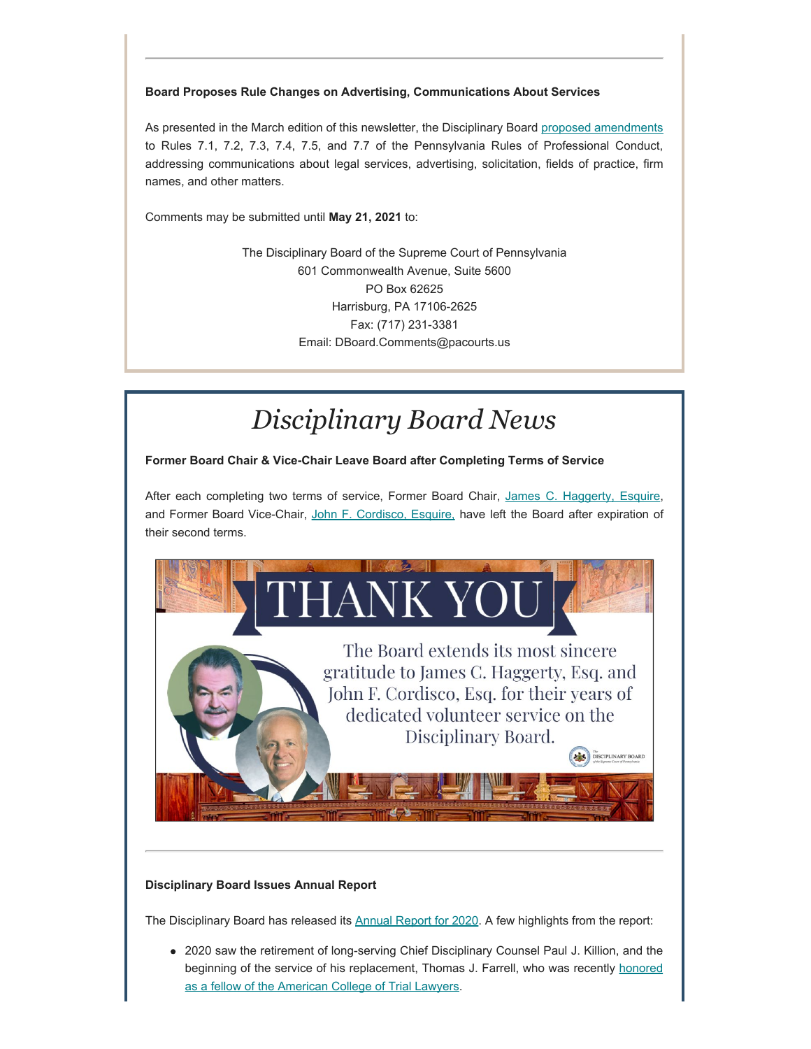**Board Proposes Rule Changes on Advertising, Communications About Services**

As presented in the March edition of this newsletter, the Disciplinary Board proposed amendments to Rules 7.1, 7.2, 7.3, 7.4, 7.5, and 7.7 of the Pennsylvania Rules of Professional Conduct, addressing communications about legal services, advertising, solicitation, fields of practice, firm names, and other matters.

Comments may be submitted until **May 21, 2021** to:

The Disciplinary Board of the Supreme Court of Pennsylvania
601 Commonwealth Avenue, Suite 5600
PO Box 62625
Harrisburg, PA 17106-2625
Fax: (717) 231-3381
Email: DBoard.Comments@pacourts.us

# *Disciplinary Board News*

**Former Board Chair & Vice-Chair Leave Board after Completing Terms of Service**

After each completing two terms of service, Former Board Chair, James C. Haggerty, Esquire, and Former Board Vice-Chair, John F. Cordisco, Esquire, have left the Board after expiration of their second terms.

THANK YOU

The Board extends its most sincere gratitude to James C. Haggerty, Esq. and John F. Cordisco, Esq. for their years of dedicated volunteer service on the Disciplinary Board.

**Disciplinary Board Issues Annual Report**

The Disciplinary Board has released its Annual Report for 2020. A few highlights from the report:

- 2020 saw the retirement of long-serving Chief Disciplinary Counsel Paul J. Killion, and the beginning of the service of his replacement, Thomas J. Farrell, who was recently honored as a fellow of the American College of Trial Lawyers.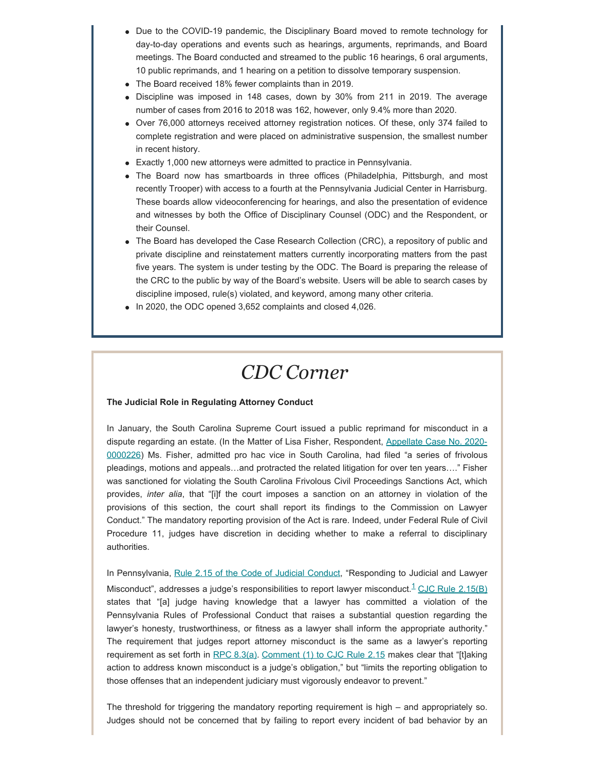- Due to the COVID-19 pandemic, the Disciplinary Board moved to remote technology for day-to-day operations and events such as hearings, arguments, reprimands, and Board meetings. The Board conducted and streamed to the public 16 hearings, 6 oral arguments, 10 public reprimands, and 1 hearing on a petition to dissolve temporary suspension.
- The Board received 18% fewer complaints than in 2019.
- Discipline was imposed in 148 cases, down by 30% from 211 in 2019. The average number of cases from 2016 to 2018 was 162, however, only 9.4% more than 2020.
- Over 76,000 attorneys received attorney registration notices. Of these, only 374 failed to complete registration and were placed on administrative suspension, the smallest number in recent history.
- Exactly 1,000 new attorneys were admitted to practice in Pennsylvania.
- The Board now has smartboards in three offices (Philadelphia, Pittsburgh, and most recently Trooper) with access to a fourth at the Pennsylvania Judicial Center in Harrisburg. These boards allow videoconferencing for hearings, and also the presentation of evidence and witnesses by both the Office of Disciplinary Counsel (ODC) and the Respondent, or their Counsel.
- The Board has developed the Case Research Collection (CRC), a repository of public and private discipline and reinstatement matters currently incorporating matters from the past five years. The system is under testing by the ODC. The Board is preparing the release of the CRC to the public by way of the Board's website. Users will be able to search cases by discipline imposed, rule(s) violated, and keyword, among many other criteria.
- In 2020, the ODC opened 3,652 complaints and closed 4,026.

# *CDC Corner*

**The Judicial Role in Regulating Attorney Conduct**

In January, the South Carolina Supreme Court issued a public reprimand for misconduct in a dispute regarding an estate. (In the Matter of Lisa Fisher, Respondent, Appellate Case No. 2020-0000226) Ms. Fisher, admitted pro hac vice in South Carolina, had filed "a series of frivolous pleadings, motions and appeals…and protracted the related litigation for over ten years…." Fisher was sanctioned for violating the South Carolina Frivolous Civil Proceedings Sanctions Act, which provides, *inter alia*, that "[i]f the court imposes a sanction on an attorney in violation of the provisions of this section, the court shall report its findings to the Commission on Lawyer Conduct." The mandatory reporting provision of the Act is rare. Indeed, under Federal Rule of Civil Procedure 11, judges have discretion in deciding whether to make a referral to disciplinary authorities.

In Pennsylvania, Rule 2.15 of the Code of Judicial Conduct, "Responding to Judicial and Lawyer Misconduct", addresses a judge's responsibilities to report lawyer misconduct.[1] CJC Rule 2.15(B) states that "[a] judge having knowledge that a lawyer has committed a violation of the Pennsylvania Rules of Professional Conduct that raises a substantial question regarding the lawyer's honesty, trustworthiness, or fitness as a lawyer shall inform the appropriate authority." The requirement that judges report attorney misconduct is the same as a lawyer's reporting requirement as set forth in RPC 8.3(a). Comment (1) to CJC Rule 2.15 makes clear that "[t]aking action to address known misconduct is a judge's obligation," but "limits the reporting obligation to those offenses that an independent judiciary must vigorously endeavor to prevent."

The threshold for triggering the mandatory reporting requirement is high – and appropriately so. Judges should not be concerned that by failing to report every incident of bad behavior by an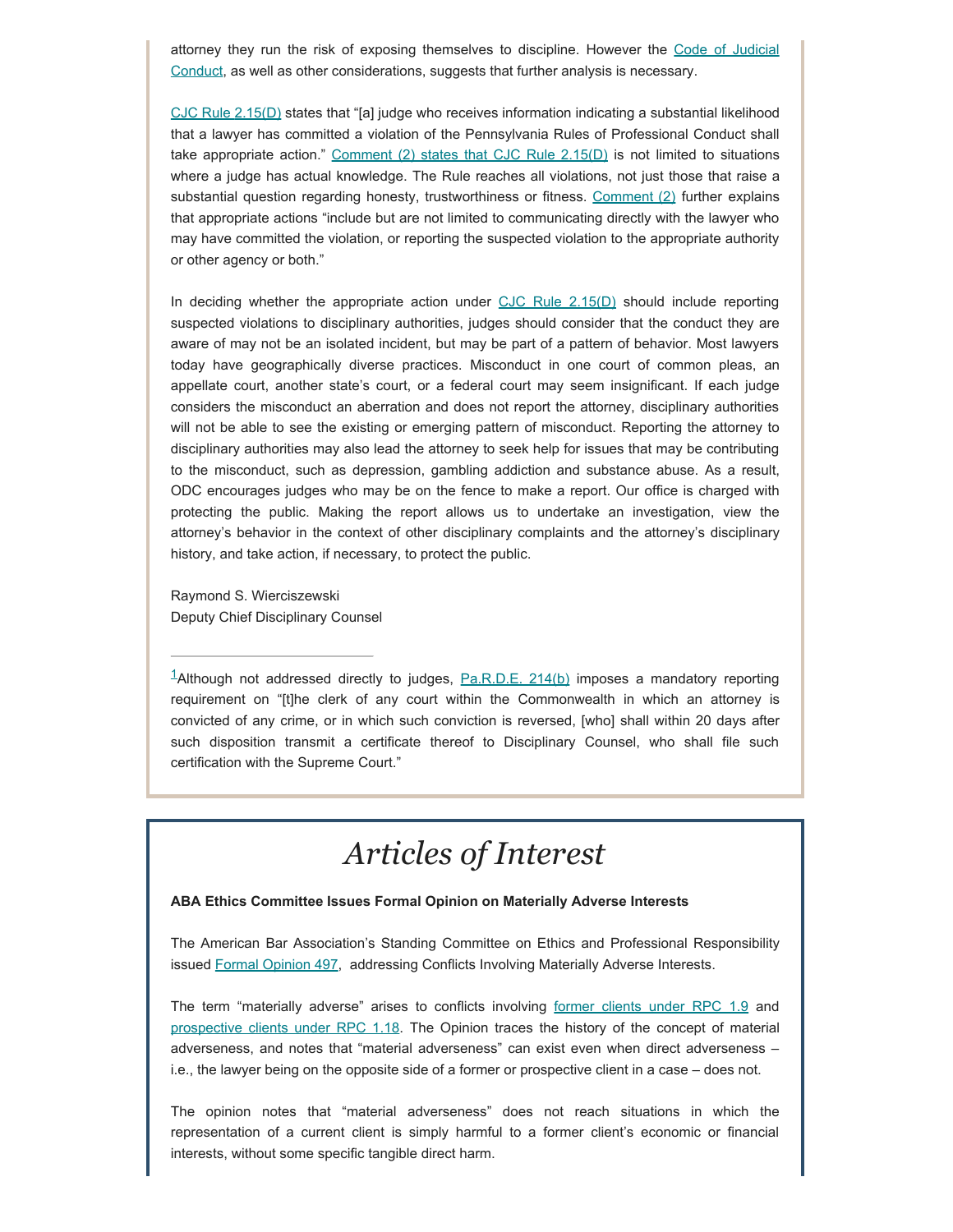attorney they run the risk of exposing themselves to discipline. However the Code of Judicial Conduct, as well as other considerations, suggests that further analysis is necessary.

CJC Rule 2.15(D) states that "[a] judge who receives information indicating a substantial likelihood that a lawyer has committed a violation of the Pennsylvania Rules of Professional Conduct shall take appropriate action." Comment (2) states that CJC Rule 2.15(D) is not limited to situations where a judge has actual knowledge. The Rule reaches all violations, not just those that raise a substantial question regarding honesty, trustworthiness or fitness. Comment (2) further explains that appropriate actions "include but are not limited to communicating directly with the lawyer who may have committed the violation, or reporting the suspected violation to the appropriate authority or other agency or both."

In deciding whether the appropriate action under CJC Rule 2.15(D) should include reporting suspected violations to disciplinary authorities, judges should consider that the conduct they are aware of may not be an isolated incident, but may be part of a pattern of behavior. Most lawyers today have geographically diverse practices. Misconduct in one court of common pleas, an appellate court, another state's court, or a federal court may seem insignificant. If each judge considers the misconduct an aberration and does not report the attorney, disciplinary authorities will not be able to see the existing or emerging pattern of misconduct. Reporting the attorney to disciplinary authorities may also lead the attorney to seek help for issues that may be contributing to the misconduct, such as depression, gambling addiction and substance abuse. As a result, ODC encourages judges who may be on the fence to make a report. Our office is charged with protecting the public. Making the report allows us to undertake an investigation, view the attorney's behavior in the context of other disciplinary complaints and the attorney's disciplinary history, and take action, if necessary, to protect the public.

Raymond S. Wierciszewski
Deputy Chief Disciplinary Counsel

---

[1]Although not addressed directly to judges, Pa.R.D.E. 214(b) imposes a mandatory reporting requirement on "[t]he clerk of any court within the Commonwealth in which an attorney is convicted of any crime, or in which such conviction is reversed, [who] shall within 20 days after such disposition transmit a certificate thereof to Disciplinary Counsel, who shall file such certification with the Supreme Court."

# *Articles of Interest*

**ABA Ethics Committee Issues Formal Opinion on Materially Adverse Interests**

The American Bar Association's Standing Committee on Ethics and Professional Responsibility issued Formal Opinion 497, addressing Conflicts Involving Materially Adverse Interests.

The term "materially adverse" arises to conflicts involving former clients under RPC 1.9 and prospective clients under RPC 1.18. The Opinion traces the history of the concept of material adverseness, and notes that "material adverseness" can exist even when direct adverseness – i.e., the lawyer being on the opposite side of a former or prospective client in a case – does not.

The opinion notes that "material adverseness" does not reach situations in which the representation of a current client is simply harmful to a former client's economic or financial interests, without some specific tangible direct harm.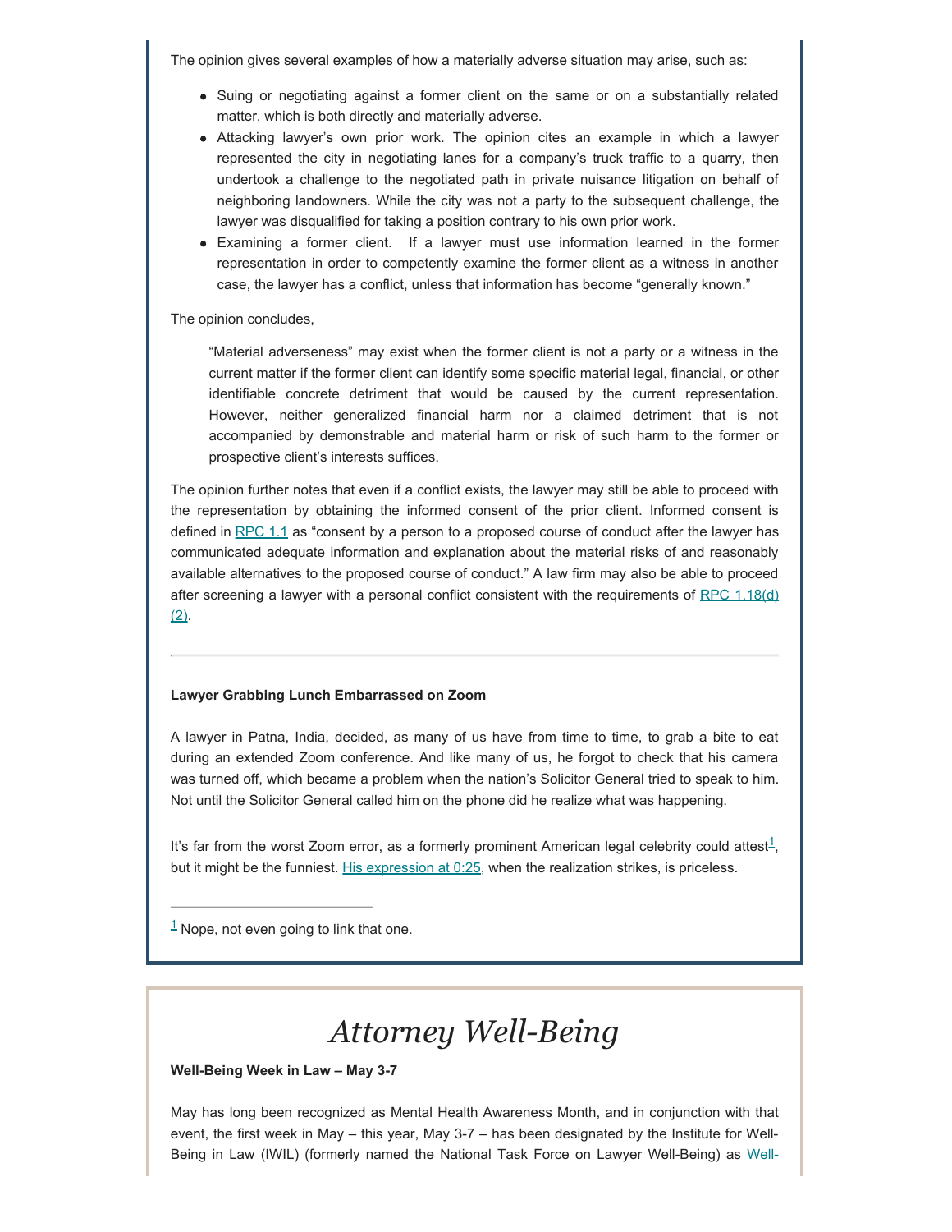The opinion gives several examples of how a materially adverse situation may arise, such as:

- Suing or negotiating against a former client on the same or on a substantially related matter, which is both directly and materially adverse.
- Attacking lawyer's own prior work. The opinion cites an example in which a lawyer represented the city in negotiating lanes for a company's truck traffic to a quarry, then undertook a challenge to the negotiated path in private nuisance litigation on behalf of neighboring landowners. While the city was not a party to the subsequent challenge, the lawyer was disqualified for taking a position contrary to his own prior work.
- Examining a former client. If a lawyer must use information learned in the former representation in order to competently examine the former client as a witness in another case, the lawyer has a conflict, unless that information has become "generally known."

The opinion concludes,

> "Material adverseness" may exist when the former client is not a party or a witness in the current matter if the former client can identify some specific material legal, financial, or other identifiable concrete detriment that would be caused by the current representation. However, neither generalized financial harm nor a claimed detriment that is not accompanied by demonstrable and material harm or risk of such harm to the former or prospective client's interests suffices.

The opinion further notes that even if a conflict exists, the lawyer may still be able to proceed with the representation by obtaining the informed consent of the prior client. Informed consent is defined in RPC 1.1 as "consent by a person to a proposed course of conduct after the lawyer has communicated adequate information and explanation about the material risks of and reasonably available alternatives to the proposed course of conduct." A law firm may also be able to proceed after screening a lawyer with a personal conflict consistent with the requirements of RPC 1.18(d)(2).

---

**Lawyer Grabbing Lunch Embarrassed on Zoom**

A lawyer in Patna, India, decided, as many of us have from time to time, to grab a bite to eat during an extended Zoom conference. And like many of us, he forgot to check that his camera was turned off, which became a problem when the nation's Solicitor General tried to speak to him. Not until the Solicitor General called him on the phone did he realize what was happening.

It's far from the worst Zoom error, as a formerly prominent American legal celebrity could attest[1], but it might be the funniest. His expression at 0:25, when the realization strikes, is priceless.

---

[1] Nope, not even going to link that one.

# Attorney Well-Being

**Well-Being Week in Law – May 3-7**

May has long been recognized as Mental Health Awareness Month, and in conjunction with that event, the first week in May – this year, May 3-7 – has been designated by the Institute for Well-Being in Law (IWIL) (formerly named the National Task Force on Lawyer Well-Being) as Well-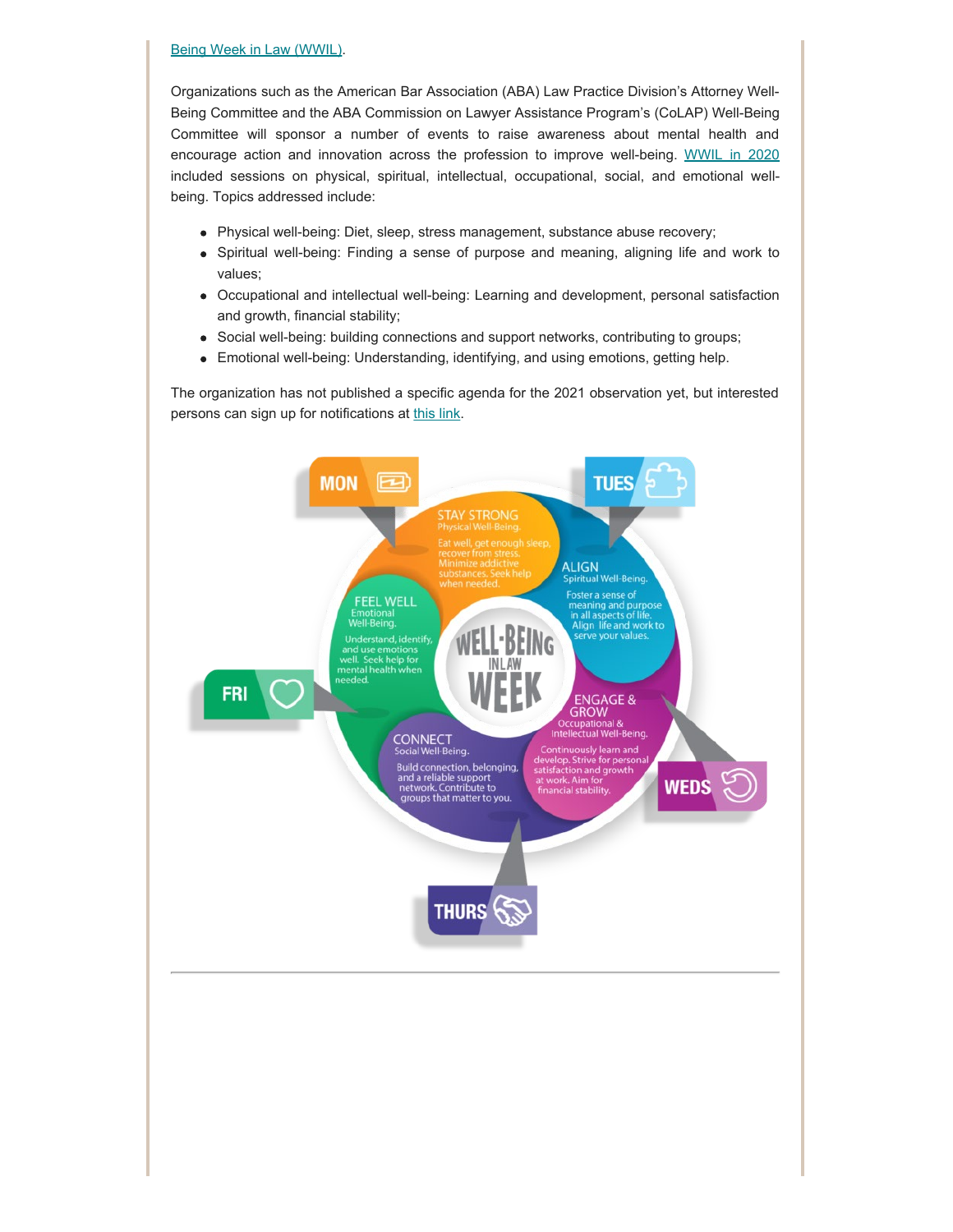Being Week in Law (WWIL).

Organizations such as the American Bar Association (ABA) Law Practice Division's Attorney Well-Being Committee and the ABA Commission on Lawyer Assistance Program's (CoLAP) Well-Being Committee will sponsor a number of events to raise awareness about mental health and encourage action and innovation across the profession to improve well-being. WWIL in 2020 included sessions on physical, spiritual, intellectual, occupational, social, and emotional well-being. Topics addressed include:

- Physical well-being: Diet, sleep, stress management, substance abuse recovery;
- Spiritual well-being: Finding a sense of purpose and meaning, aligning life and work to values;
- Occupational and intellectual well-being: Learning and development, personal satisfaction and growth, financial stability;
- Social well-being: building connections and support networks, contributing to groups;
- Emotional well-being: Understanding, identifying, and using emotions, getting help.

The organization has not published a specific agenda for the 2021 observation yet, but interested persons can sign up for notifications at this link.

**WELL-BEING IN LAW WEEK**

- **MON** – STAY STRONG, Physical Well-Being. Eat well, get enough sleep, recover from stress. Minimize addictive substances. Seek help when needed.
- **TUES** – ALIGN, Spiritual Well-Being. Foster a sense of meaning and purpose in all aspects of life. Align life and work to serve your values.
- **WEDS** – ENGAGE & GROW, Occupational & Intellectual Well-Being. Continuously learn and develop. Strive for personal satisfaction and growth at work. Aim for financial stability.
- **THURS** – CONNECT, Social Well-Being. Build connection, belonging, and a reliable support network. Contribute to groups that matter to you.
- **FRI** – FEEL WELL, Emotional Well-Being. Understand, identify, and use emotions well. Seek help for mental health when needed.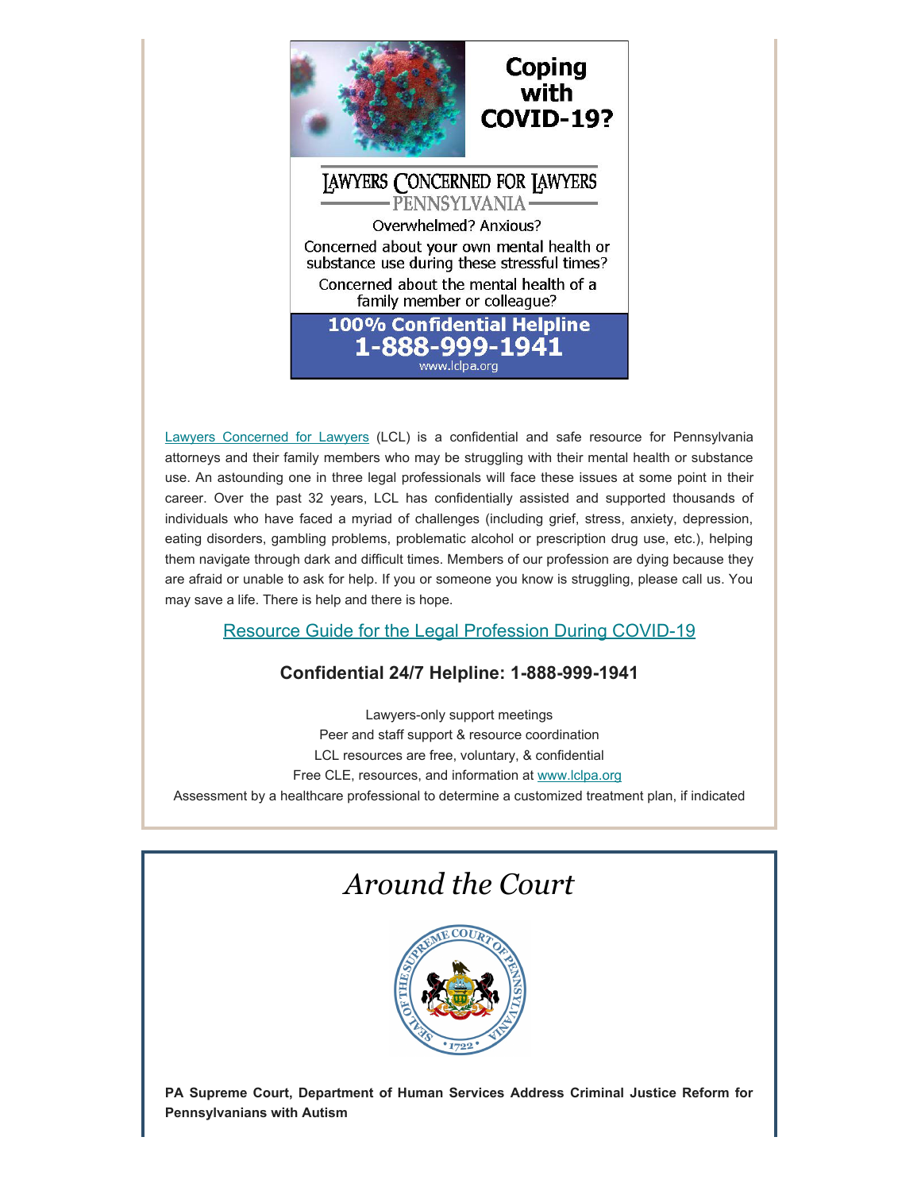Coping with COVID-19?

LAWYERS CONCERNED FOR LAWYERS PENNSYLVANIA

Overwhelmed? Anxious?

Concerned about your own mental health or substance use during these stressful times?

Concerned about the mental health of a family member or colleague?

**100% Confidential Helpline**
**1-888-999-1941**
www.lclpa.org

Lawyers Concerned for Lawyers (LCL) is a confidential and safe resource for Pennsylvania attorneys and their family members who may be struggling with their mental health or substance use. An astounding one in three legal professionals will face these issues at some point in their career. Over the past 32 years, LCL has confidentially assisted and supported thousands of individuals who have faced a myriad of challenges (including grief, stress, anxiety, depression, eating disorders, gambling problems, problematic alcohol or prescription drug use, etc.), helping them navigate through dark and difficult times. Members of our profession are dying because they are afraid or unable to ask for help. If you or someone you know is struggling, please call us. You may save a life. There is help and there is hope.

Resource Guide for the Legal Profession During COVID-19

### Confidential 24/7 Helpline: 1-888-999-1941

Lawyers-only support meetings
Peer and staff support & resource coordination
LCL resources are free, voluntary, & confidential
Free CLE, resources, and information at www.lclpa.org
Assessment by a healthcare professional to determine a customized treatment plan, if indicated

# *Around the Court*

**PA Supreme Court, Department of Human Services Address Criminal Justice Reform for Pennsylvanians with Autism**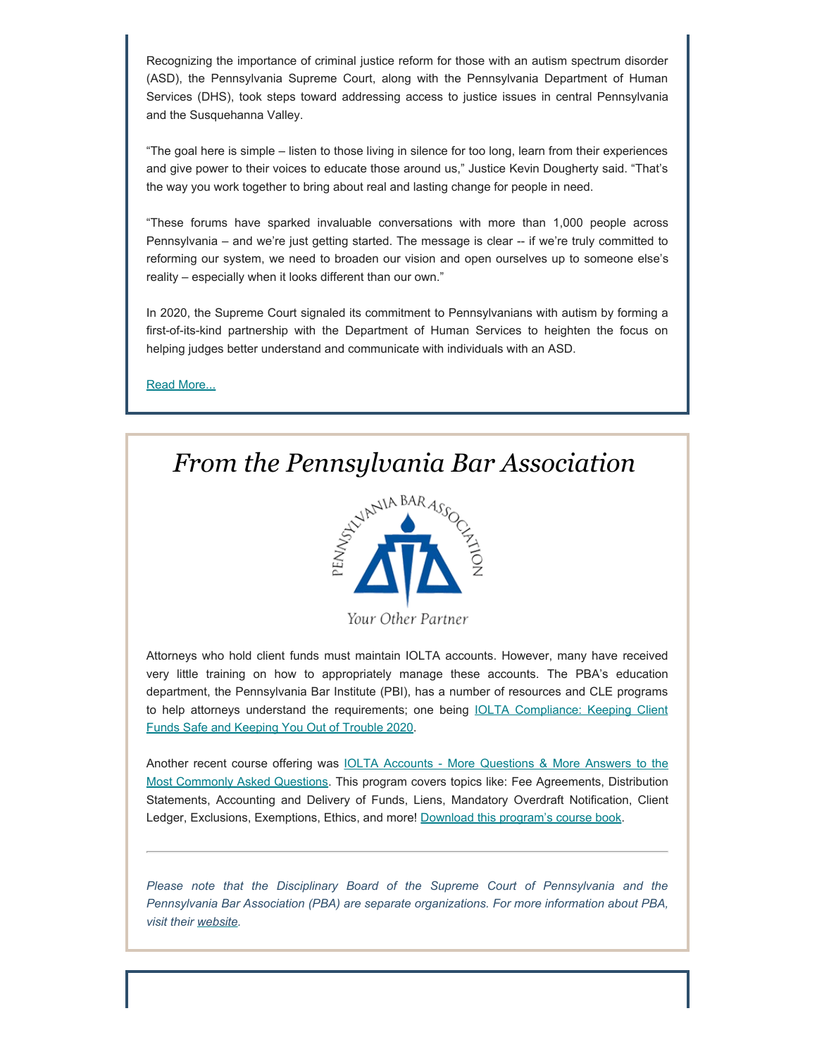Recognizing the importance of criminal justice reform for those with an autism spectrum disorder (ASD), the Pennsylvania Supreme Court, along with the Pennsylvania Department of Human Services (DHS), took steps toward addressing access to justice issues in central Pennsylvania and the Susquehanna Valley.

"The goal here is simple – listen to those living in silence for too long, learn from their experiences and give power to their voices to educate those around us," Justice Kevin Dougherty said. "That's the way you work together to bring about real and lasting change for people in need.

"These forums have sparked invaluable conversations with more than 1,000 people across Pennsylvania – and we're just getting started. The message is clear -- if we're truly committed to reforming our system, we need to broaden our vision and open ourselves up to someone else's reality – especially when it looks different than our own."

In 2020, the Supreme Court signaled its commitment to Pennsylvanians with autism by forming a first-of-its-kind partnership with the Department of Human Services to heighten the focus on helping judges better understand and communicate with individuals with an ASD.

Read More...

# *From the Pennsylvania Bar Association*

PENNSYLVANIA BAR ASSOCIATION

Your Other Partner

Attorneys who hold client funds must maintain IOLTA accounts. However, many have received very little training on how to appropriately manage these accounts. The PBA's education department, the Pennsylvania Bar Institute (PBI), has a number of resources and CLE programs to help attorneys understand the requirements; one being IOLTA Compliance: Keeping Client Funds Safe and Keeping You Out of Trouble 2020.

Another recent course offering was IOLTA Accounts - More Questions & More Answers to the Most Commonly Asked Questions. This program covers topics like: Fee Agreements, Distribution Statements, Accounting and Delivery of Funds, Liens, Mandatory Overdraft Notification, Client Ledger, Exclusions, Exemptions, Ethics, and more! Download this program's course book.

---

*Please note that the Disciplinary Board of the Supreme Court of Pennsylvania and the Pennsylvania Bar Association (PBA) are separate organizations. For more information about PBA, visit their website.*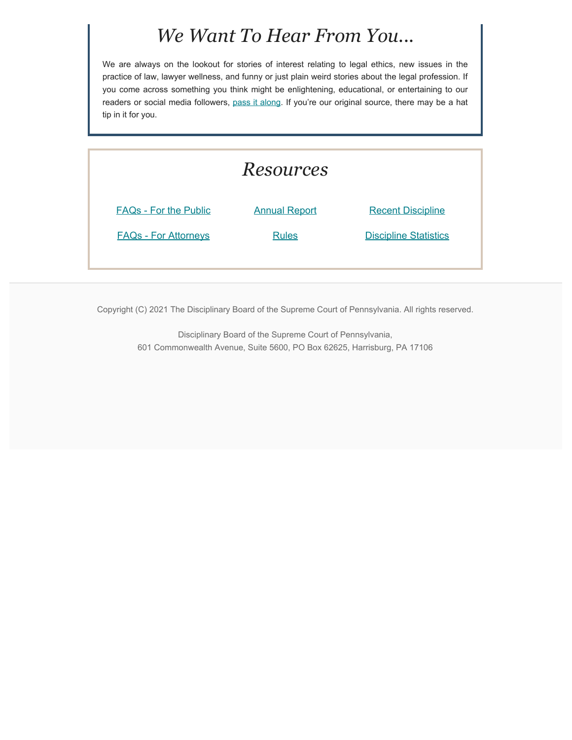# *We Want To Hear From You...*

We are always on the lookout for stories of interest relating to legal ethics, new issues in the practice of law, lawyer wellness, and funny or just plain weird stories about the legal profession. If you come across something you think might be enlightening, educational, or entertaining to our readers or social media followers, pass it along. If you're our original source, there may be a hat tip in it for you.

# *Resources*

FAQs - For the Public

Annual Report

Recent Discipline

FAQs - For Attorneys

Rules

Discipline Statistics

Copyright (C) 2021 The Disciplinary Board of the Supreme Court of Pennsylvania. All rights reserved.

Disciplinary Board of the Supreme Court of Pennsylvania,
601 Commonwealth Avenue, Suite 5600, PO Box 62625, Harrisburg, PA 17106